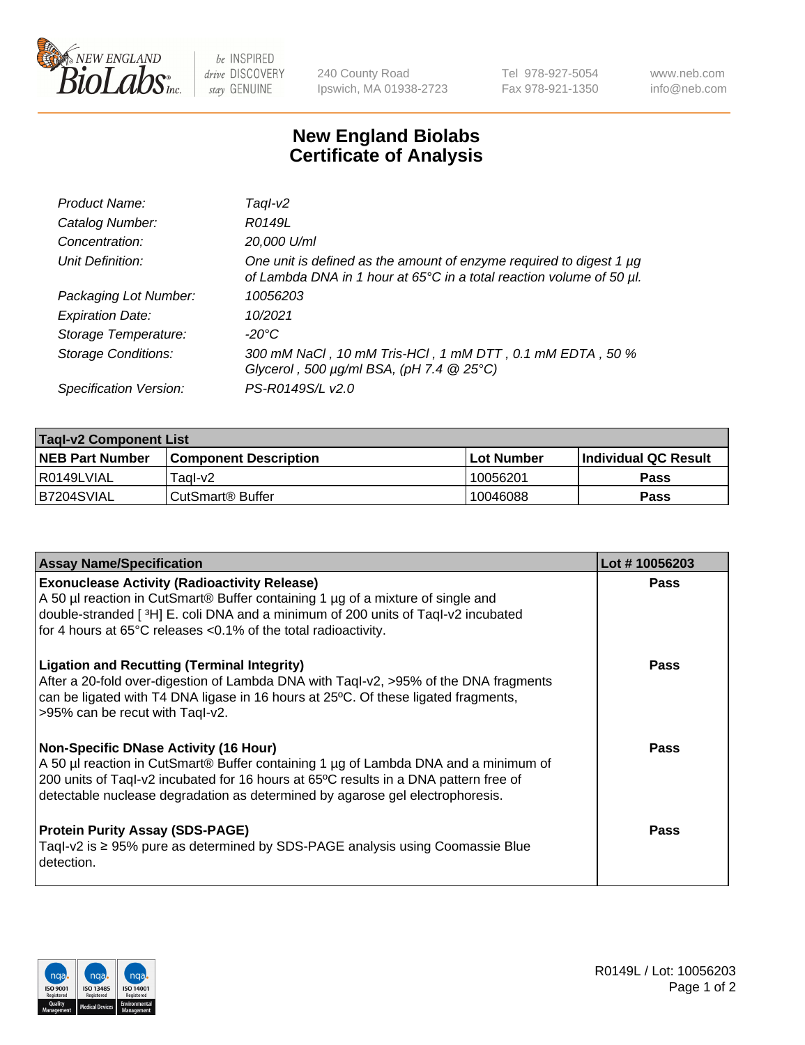# New England Biolabs Certificate of Analysis

| | |
|---|---|
| *Product Name:* | *TaqI-v2* |
| *Catalog Number:* | *R0149L* |
| *Concentration:* | *20,000 U/ml* |
| *Unit Definition:* | *One unit is defined as the amount of enzyme required to digest 1 µg of Lambda DNA in 1 hour at 65°C in a total reaction volume of 50 µl.* |
| *Packaging Lot Number:* | *10056203* |
| *Expiration Date:* | *10/2021* |
| *Storage Temperature:* | *-20°C* |
| *Storage Conditions:* | *300 mM NaCl , 10 mM Tris-HCl , 1 mM DTT , 0.1 mM EDTA , 50 % Glycerol , 500 µg/ml BSA, (pH 7.4 @ 25°C)* |
| *Specification Version:* | *PS-R0149S/L v2.0* |

| TaqI-v2 Component List | | | |
|---|---|---|---|
| **NEB Part Number** | **Component Description** | **Lot Number** | **Individual QC Result** |
| R0149LVIAL | TaqI-v2 | 10056201 | **Pass** |
| B7204SVIAL | CutSmart® Buffer | 10046088 | **Pass** |

| Assay Name/Specification | Lot # 10056203 |
|---|---|
| **Exonuclease Activity (Radioactivity Release)**<br>A 50 µl reaction in CutSmart® Buffer containing 1 µg of a mixture of single and double-stranded [ $^{3}$H] E. coli DNA and a minimum of 200 units of TaqI-v2 incubated for 4 hours at 65°C releases <0.1% of the total radioactivity. | **Pass** |
| **Ligation and Recutting (Terminal Integrity)**<br>After a 20-fold over-digestion of Lambda DNA with TaqI-v2, >95% of the DNA fragments can be ligated with T4 DNA ligase in 16 hours at 25ºC. Of these ligated fragments, >95% can be recut with TaqI-v2. | **Pass** |
| **Non-Specific DNase Activity (16 Hour)**<br>A 50 µl reaction in CutSmart® Buffer containing 1 µg of Lambda DNA and a minimum of 200 units of TaqI-v2 incubated for 16 hours at 65ºC results in a DNA pattern free of detectable nuclease degradation as determined by agarose gel electrophoresis. | **Pass** |
| **Protein Purity Assay (SDS-PAGE)**<br>TaqI-v2 is ≥ 95% pure as determined by SDS-PAGE analysis using Coomassie Blue detection. | **Pass** |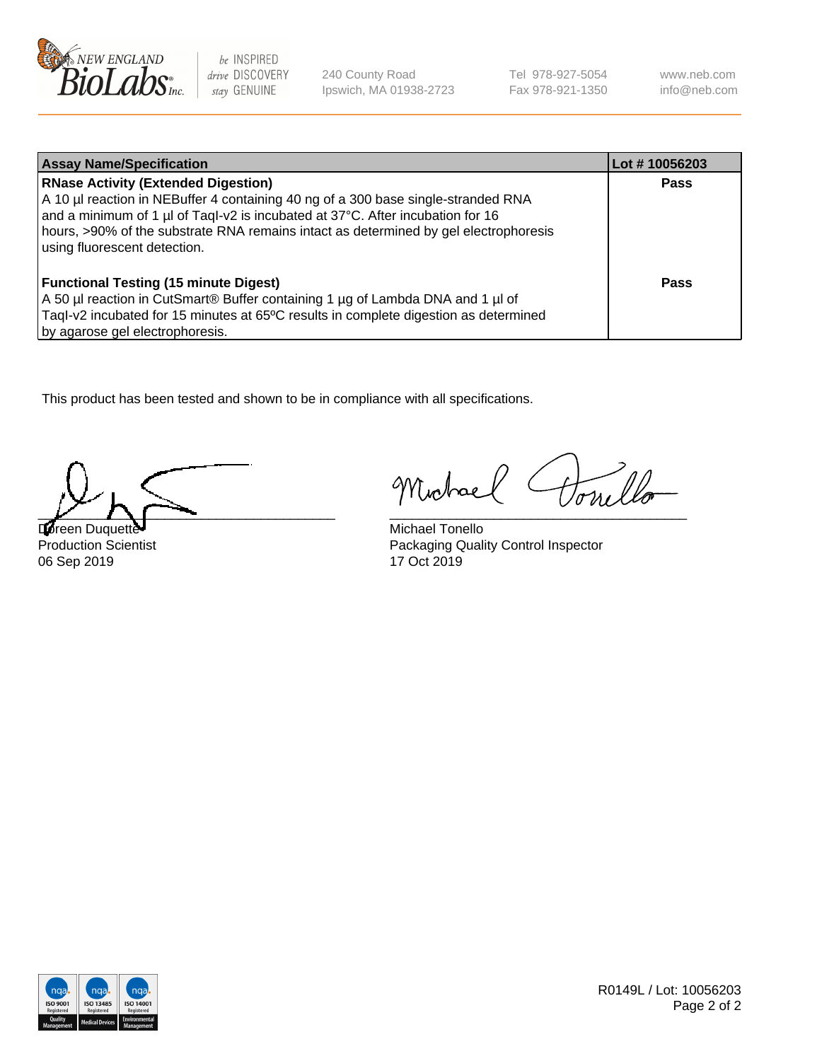| Assay Name/Specification | Lot # 10056203 |
|---|---|
| **RNase Activity (Extended Digestion)**<br>A 10 µl reaction in NEBuffer 4 containing 40 ng of a 300 base single-stranded RNA and a minimum of 1 µl of TaqI-v2 is incubated at 37°C. After incubation for 16 hours, >90% of the substrate RNA remains intact as determined by gel electrophoresis using fluorescent detection. | Pass |
| **Functional Testing (15 minute Digest)**<br>A 50 µl reaction in CutSmart® Buffer containing 1 µg of Lambda DNA and 1 µl of TaqI-v2 incubated for 15 minutes at 65ºC results in complete digestion as determined by agarose gel electrophoresis. | Pass |

This product has been tested and shown to be in compliance with all specifications.

Doreen Duquette
Production Scientist
06 Sep 2019

Michael Tonello
Packaging Quality Control Inspector
17 Oct 2019

R0149L / Lot: 10056203